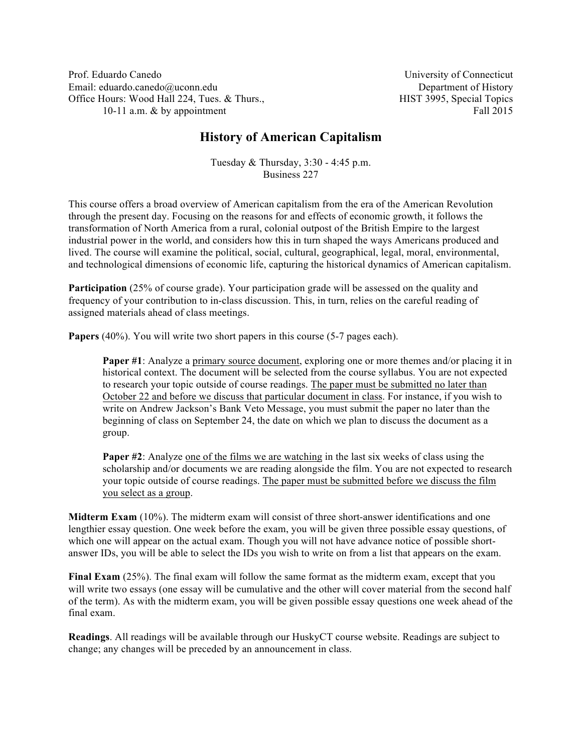Prof. Eduardo Canedo
Email: eduardo.canedo@uconn.edu
Office Hours: Wood Hall 224, Tues. & Thurs., 10-11 a.m. & by appointment

University of Connecticut
Department of History
HIST 3995, Special Topics
Fall 2015

# History of American Capitalism

Tuesday & Thursday, 3:30 - 4:45 p.m.
Business 227

This course offers a broad overview of American capitalism from the era of the American Revolution through the present day. Focusing on the reasons for and effects of economic growth, it follows the transformation of North America from a rural, colonial outpost of the British Empire to the largest industrial power in the world, and considers how this in turn shaped the ways Americans produced and lived. The course will examine the political, social, cultural, geographical, legal, moral, environmental, and technological dimensions of economic life, capturing the historical dynamics of American capitalism.

**Participation** (25% of course grade). Your participation grade will be assessed on the quality and frequency of your contribution to in-class discussion. This, in turn, relies on the careful reading of assigned materials ahead of class meetings.

**Papers** (40%). You will write two short papers in this course (5-7 pages each).

> **Paper #1**: Analyze a primary source document, exploring one or more themes and/or placing it in historical context. The document will be selected from the course syllabus. You are not expected to research your topic outside of course readings. The paper must be submitted no later than October 22 and before we discuss that particular document in class. For instance, if you wish to write on Andrew Jackson's Bank Veto Message, you must submit the paper no later than the beginning of class on September 24, the date on which we plan to discuss the document as a group.
>
> **Paper #2**: Analyze one of the films we are watching in the last six weeks of class using the scholarship and/or documents we are reading alongside the film. You are not expected to research your topic outside of course readings. The paper must be submitted before we discuss the film you select as a group.

**Midterm Exam** (10%). The midterm exam will consist of three short-answer identifications and one lengthier essay question. One week before the exam, you will be given three possible essay questions, of which one will appear on the actual exam. Though you will not have advance notice of possible short-answer IDs, you will be able to select the IDs you wish to write on from a list that appears on the exam.

**Final Exam** (25%). The final exam will follow the same format as the midterm exam, except that you will write two essays (one essay will be cumulative and the other will cover material from the second half of the term). As with the midterm exam, you will be given possible essay questions one week ahead of the final exam.

**Readings**. All readings will be available through our HuskyCT course website. Readings are subject to change; any changes will be preceded by an announcement in class.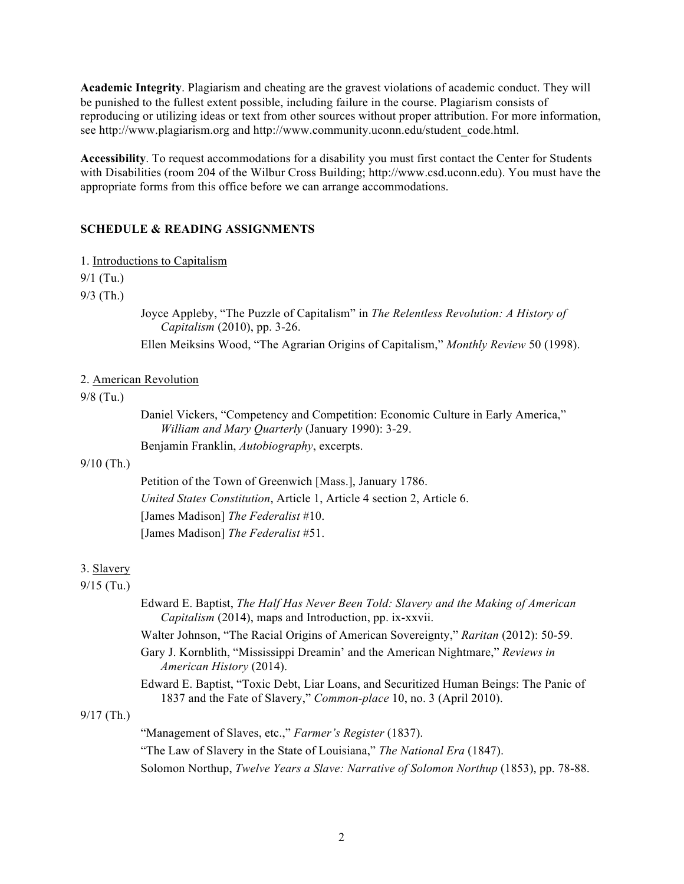**Academic Integrity**. Plagiarism and cheating are the gravest violations of academic conduct. They will be punished to the fullest extent possible, including failure in the course. Plagiarism consists of reproducing or utilizing ideas or text from other sources without proper attribution. For more information, see http://www.plagiarism.org and http://www.community.uconn.edu/student_code.html.

**Accessibility**. To request accommodations for a disability you must first contact the Center for Students with Disabilities (room 204 of the Wilbur Cross Building; http://www.csd.uconn.edu). You must have the appropriate forms from this office before we can arrange accommodations.

## SCHEDULE & READING ASSIGNMENTS

1. <u>Introductions to Capitalism</u>

9/1 (Tu.)

9/3 (Th.)

- Joyce Appleby, "The Puzzle of Capitalism" in *The Relentless Revolution: A History of Capitalism* (2010), pp. 3-26.
- Ellen Meiksins Wood, "The Agrarian Origins of Capitalism," *Monthly Review* 50 (1998).

2. <u>American Revolution</u>

9/8 (Tu.)

- Daniel Vickers, "Competency and Competition: Economic Culture in Early America," *William and Mary Quarterly* (January 1990): 3-29.
- Benjamin Franklin, *Autobiography*, excerpts.

9/10 (Th.)

- Petition of the Town of Greenwich [Mass.], January 1786.
- *United States Constitution*, Article 1, Article 4 section 2, Article 6.
- [James Madison] *The Federalist* #10.
- [James Madison] *The Federalist* #51.

3. <u>Slavery</u>

9/15 (Tu.)

- Edward E. Baptist, *The Half Has Never Been Told: Slavery and the Making of American Capitalism* (2014), maps and Introduction, pp. ix-xxvii.
- Walter Johnson, "The Racial Origins of American Sovereignty," *Raritan* (2012): 50-59.
- Gary J. Kornblith, "Mississippi Dreamin' and the American Nightmare," *Reviews in American History* (2014).
- Edward E. Baptist, "Toxic Debt, Liar Loans, and Securitized Human Beings: The Panic of 1837 and the Fate of Slavery," *Common-place* 10, no. 3 (April 2010).

9/17 (Th.)

- "Management of Slaves, etc.," *Farmer's Register* (1837).
- "The Law of Slavery in the State of Louisiana," *The National Era* (1847).
- Solomon Northup, *Twelve Years a Slave: Narrative of Solomon Northup* (1853), pp. 78-88.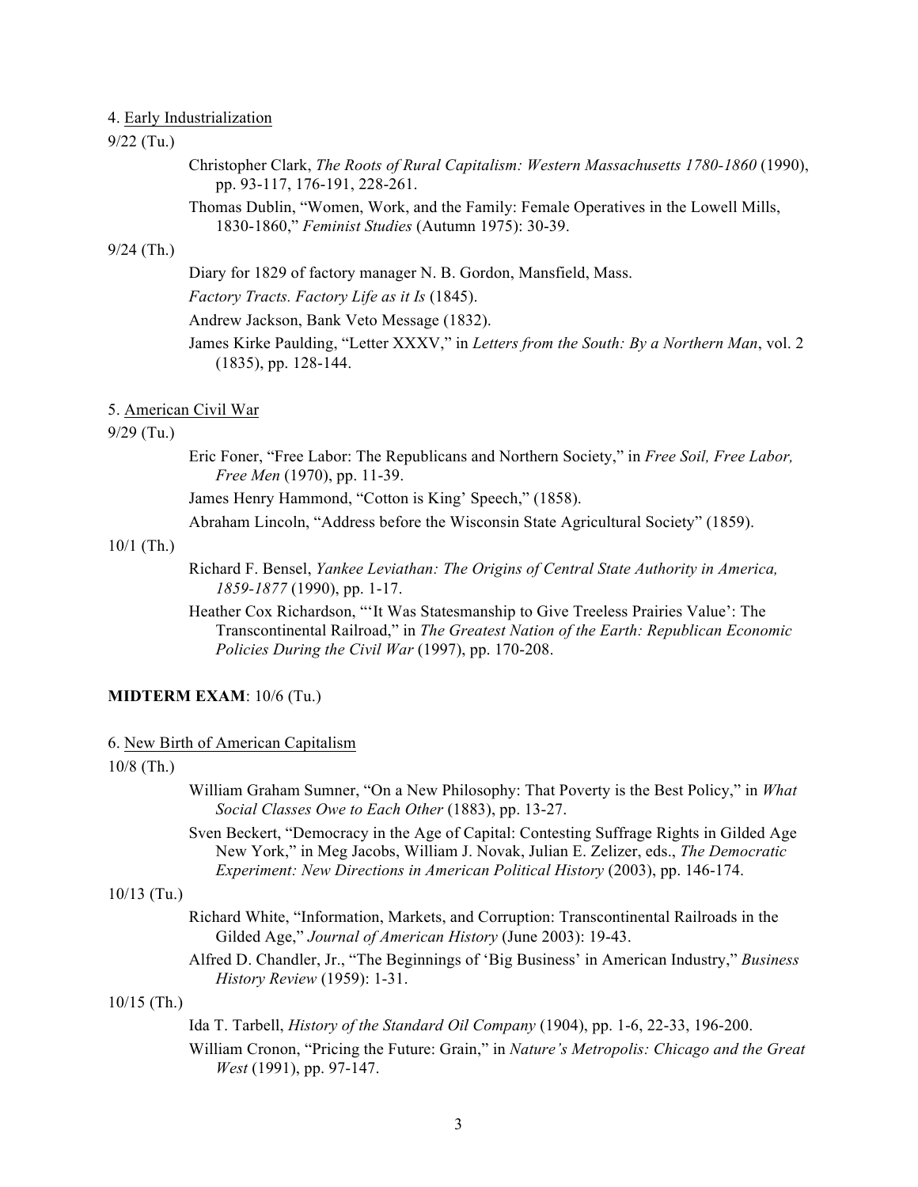4. Early Industrialization

9/22 (Tu.)

Christopher Clark, *The Roots of Rural Capitalism: Western Massachusetts 1780-1860* (1990), pp. 93-117, 176-191, 228-261.

Thomas Dublin, "Women, Work, and the Family: Female Operatives in the Lowell Mills, 1830-1860," *Feminist Studies* (Autumn 1975): 30-39.

9/24 (Th.)

Diary for 1829 of factory manager N. B. Gordon, Mansfield, Mass.

*Factory Tracts. Factory Life as it Is* (1845).

Andrew Jackson, Bank Veto Message (1832).

James Kirke Paulding, "Letter XXXV," in *Letters from the South: By a Northern Man*, vol. 2 (1835), pp. 128-144.

5. American Civil War

9/29 (Tu.)

Eric Foner, "Free Labor: The Republicans and Northern Society," in *Free Soil, Free Labor, Free Men* (1970), pp. 11-39.

James Henry Hammond, "'Cotton is King' Speech," (1858).

Abraham Lincoln, "Address before the Wisconsin State Agricultural Society" (1859).

10/1 (Th.)

Richard F. Bensel, *Yankee Leviathan: The Origins of Central State Authority in America, 1859-1877* (1990), pp. 1-17.

Heather Cox Richardson, "'It Was Statesmanship to Give Treeless Prairies Value': The Transcontinental Railroad," in *The Greatest Nation of the Earth: Republican Economic Policies During the Civil War* (1997), pp. 170-208.

**MIDTERM EXAM**: 10/6 (Tu.)

6. New Birth of American Capitalism

10/8 (Th.)

William Graham Sumner, "On a New Philosophy: That Poverty is the Best Policy," in *What Social Classes Owe to Each Other* (1883), pp. 13-27.

Sven Beckert, "Democracy in the Age of Capital: Contesting Suffrage Rights in Gilded Age New York," in Meg Jacobs, William J. Novak, Julian E. Zelizer, eds., *The Democratic Experiment: New Directions in American Political History* (2003), pp. 146-174.

10/13 (Tu.)

Richard White, "Information, Markets, and Corruption: Transcontinental Railroads in the Gilded Age," *Journal of American History* (June 2003): 19-43.

Alfred D. Chandler, Jr., "The Beginnings of 'Big Business' in American Industry," *Business History Review* (1959): 1-31.

10/15 (Th.)

Ida T. Tarbell, *History of the Standard Oil Company* (1904), pp. 1-6, 22-33, 196-200.

William Cronon, "Pricing the Future: Grain," in *Nature's Metropolis: Chicago and the Great West* (1991), pp. 97-147.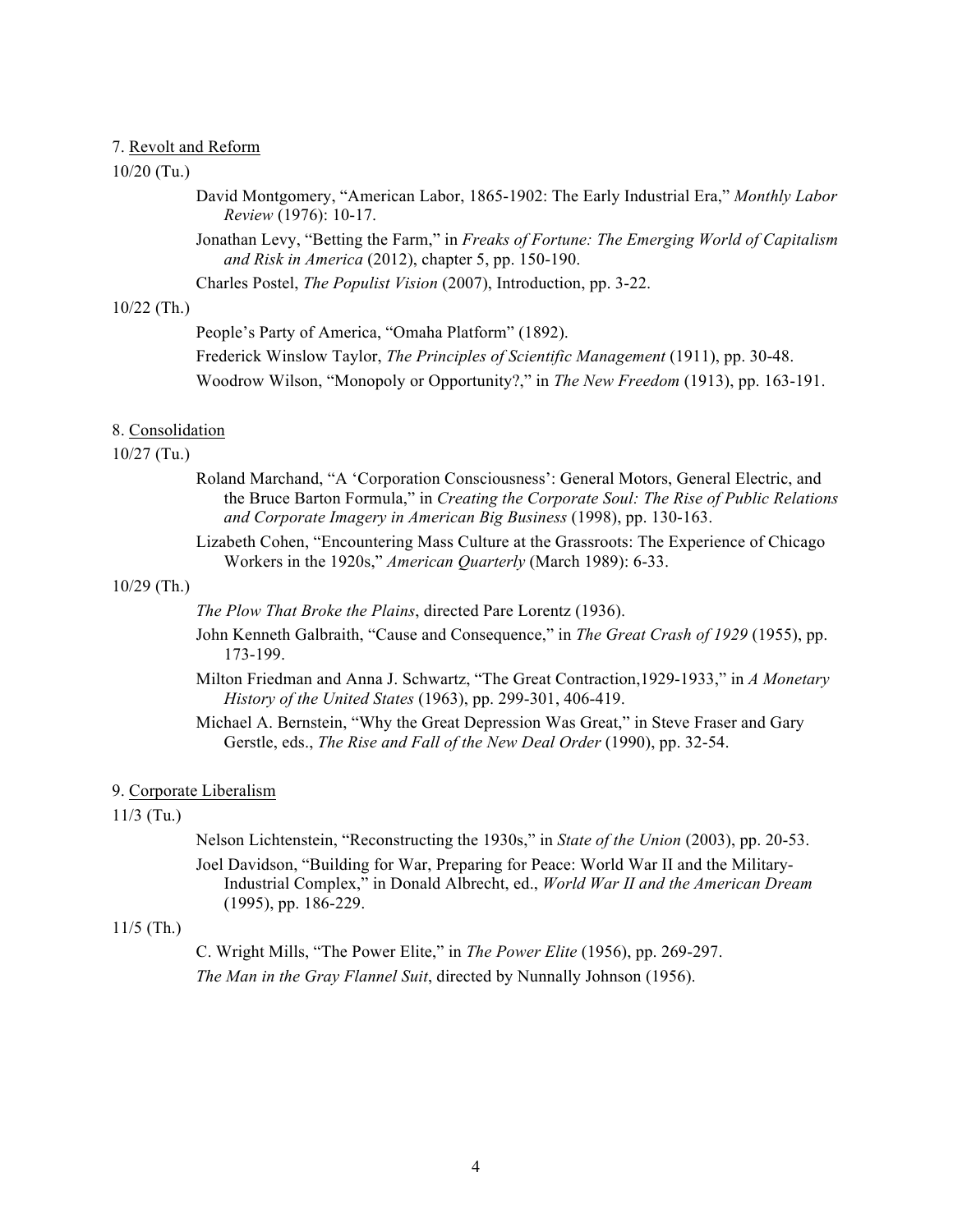7. <u>Revolt and Reform</u>

10/20 (Tu.)

David Montgomery, "American Labor, 1865-1902: The Early Industrial Era," *Monthly Labor Review* (1976): 10-17.

Jonathan Levy, "Betting the Farm," in *Freaks of Fortune: The Emerging World of Capitalism and Risk in America* (2012), chapter 5, pp. 150-190.

Charles Postel, *The Populist Vision* (2007), Introduction, pp. 3-22.

10/22 (Th.)

People's Party of America, "Omaha Platform" (1892).

Frederick Winslow Taylor, *The Principles of Scientific Management* (1911), pp. 30-48.

Woodrow Wilson, "Monopoly or Opportunity?," in *The New Freedom* (1913), pp. 163-191.

8. <u>Consolidation</u>

10/27 (Tu.)

Roland Marchand, "A 'Corporation Consciousness': General Motors, General Electric, and the Bruce Barton Formula," in *Creating the Corporate Soul: The Rise of Public Relations and Corporate Imagery in American Big Business* (1998), pp. 130-163.

Lizabeth Cohen, "Encountering Mass Culture at the Grassroots: The Experience of Chicago Workers in the 1920s," *American Quarterly* (March 1989): 6-33.

10/29 (Th.)

*The Plow That Broke the Plains*, directed Pare Lorentz (1936).

John Kenneth Galbraith, "Cause and Consequence," in *The Great Crash of 1929* (1955), pp. 173-199.

Milton Friedman and Anna J. Schwartz, "The Great Contraction,1929-1933," in *A Monetary History of the United States* (1963), pp. 299-301, 406-419.

Michael A. Bernstein, "Why the Great Depression Was Great," in Steve Fraser and Gary Gerstle, eds., *The Rise and Fall of the New Deal Order* (1990), pp. 32-54.

9. <u>Corporate Liberalism</u>

11/3 (Tu.)

Nelson Lichtenstein, "Reconstructing the 1930s," in *State of the Union* (2003), pp. 20-53.

Joel Davidson, "Building for War, Preparing for Peace: World War II and the Military-Industrial Complex," in Donald Albrecht, ed., *World War II and the American Dream* (1995), pp. 186-229.

11/5 (Th.)

C. Wright Mills, "The Power Elite," in *The Power Elite* (1956), pp. 269-297.

*The Man in the Gray Flannel Suit*, directed by Nunnally Johnson (1956).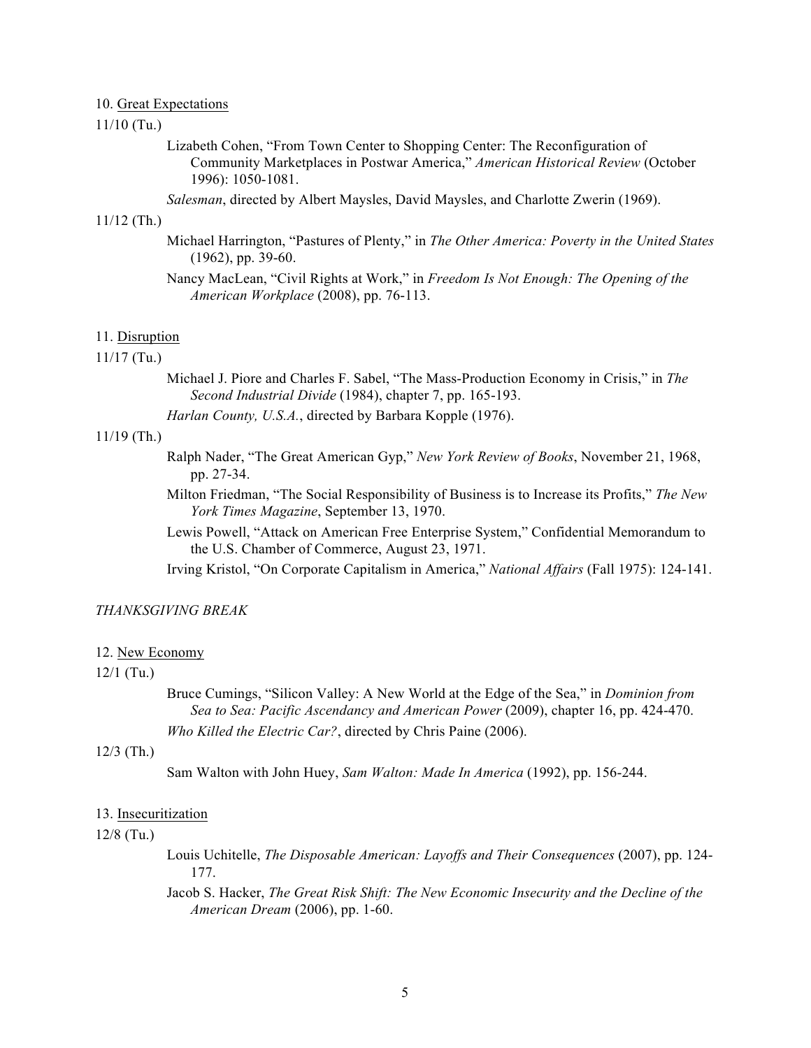10. <u>Great Expectations</u>

11/10 (Tu.)

Lizabeth Cohen, "From Town Center to Shopping Center: The Reconfiguration of Community Marketplaces in Postwar America," *American Historical Review* (October 1996): 1050-1081.

*Salesman*, directed by Albert Maysles, David Maysles, and Charlotte Zwerin (1969).

11/12 (Th.)

Michael Harrington, "Pastures of Plenty," in *The Other America: Poverty in the United States* (1962), pp. 39-60.

Nancy MacLean, "Civil Rights at Work," in *Freedom Is Not Enough: The Opening of the American Workplace* (2008), pp. 76-113.

11. <u>Disruption</u>

11/17 (Tu.)

Michael J. Piore and Charles F. Sabel, "The Mass-Production Economy in Crisis," in *The Second Industrial Divide* (1984), chapter 7, pp. 165-193.

*Harlan County, U.S.A.*, directed by Barbara Kopple (1976).

11/19 (Th.)

Ralph Nader, "The Great American Gyp," *New York Review of Books*, November 21, 1968, pp. 27-34.

Milton Friedman, "The Social Responsibility of Business is to Increase its Profits," *The New York Times Magazine*, September 13, 1970.

Lewis Powell, "Attack on American Free Enterprise System," Confidential Memorandum to the U.S. Chamber of Commerce, August 23, 1971.

Irving Kristol, "On Corporate Capitalism in America," *National Affairs* (Fall 1975): 124-141.

*THANKSGIVING BREAK*

12. <u>New Economy</u>

12/1 (Tu.)

Bruce Cumings, "Silicon Valley: A New World at the Edge of the Sea," in *Dominion from Sea to Sea: Pacific Ascendancy and American Power* (2009), chapter 16, pp. 424-470.

*Who Killed the Electric Car?*, directed by Chris Paine (2006).

12/3 (Th.)

Sam Walton with John Huey, *Sam Walton: Made In America* (1992), pp. 156-244.

13. <u>Insecuritization</u>

12/8 (Tu.)

Louis Uchitelle, *The Disposable American: Layoffs and Their Consequences* (2007), pp. 124-177.

Jacob S. Hacker, *The Great Risk Shift: The New Economic Insecurity and the Decline of the American Dream* (2006), pp. 1-60.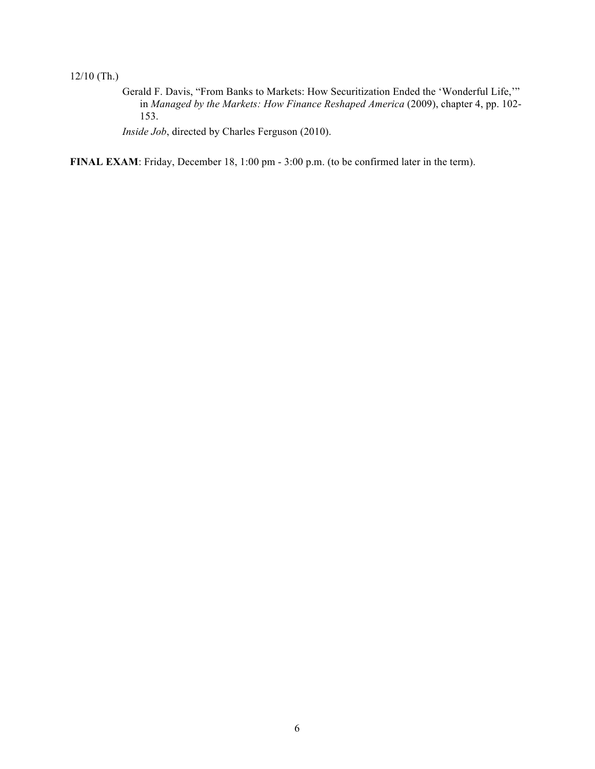12/10 (Th.)

Gerald F. Davis, "From Banks to Markets: How Securitization Ended the 'Wonderful Life,'" in *Managed by the Markets: How Finance Reshaped America* (2009), chapter 4, pp. 102-153.

*Inside Job*, directed by Charles Ferguson (2010).

**FINAL EXAM**: Friday, December 18, 1:00 pm - 3:00 p.m. (to be confirmed later in the term).